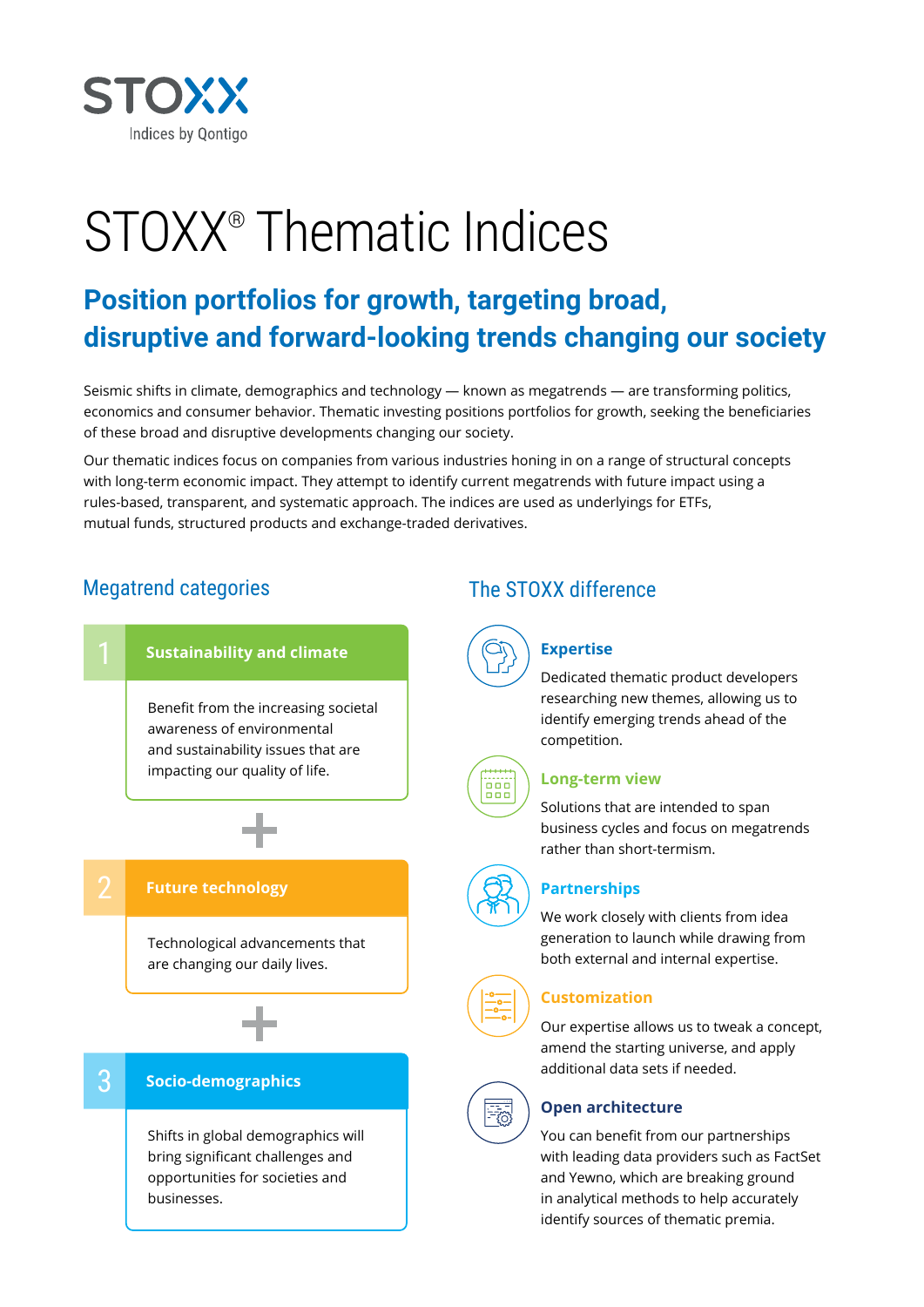STOXX

Indices by Qontigo

# STOXX® Thematic Indices

## Position portfolios for growth, targeting broad, disruptive and forward-looking trends changing our society

Seismic shifts in climate, demographics and technology — known as megatrends — are transforming politics, economics and consumer behavior. Thematic investing positions portfolios for growth, seeking the beneficiaries of these broad and disruptive developments changing our society.

Our thematic indices focus on companies from various industries honing in on a range of structural concepts with long-term economic impact. They attempt to identify current megatrends with future impact using a rules-based, transparent, and systematic approach. The indices are used as underlyings for ETFs, mutual funds, structured products and exchange-traded derivatives.

### Megatrend categories

**1 Sustainability and climate**

Benefit from the increasing societal awareness of environmental and sustainability issues that are impacting our quality of life.

+

**2 Future technology**

Technological advancements that are changing our daily lives.

+

**3 Socio-demographics**

Shifts in global demographics will bring significant challenges and opportunities for societies and businesses.

### The STOXX difference

**Expertise**

Dedicated thematic product developers researching new themes, allowing us to identify emerging trends ahead of the competition.

**Long-term view**

Solutions that are intended to span business cycles and focus on megatrends rather than short-termism.

**Partnerships**

We work closely with clients from idea generation to launch while drawing from both external and internal expertise.

**Customization**

Our expertise allows us to tweak a concept, amend the starting universe, and apply additional data sets if needed.

**Open architecture**

You can benefit from our partnerships with leading data providers such as FactSet and Yewno, which are breaking ground in analytical methods to help accurately identify sources of thematic premia.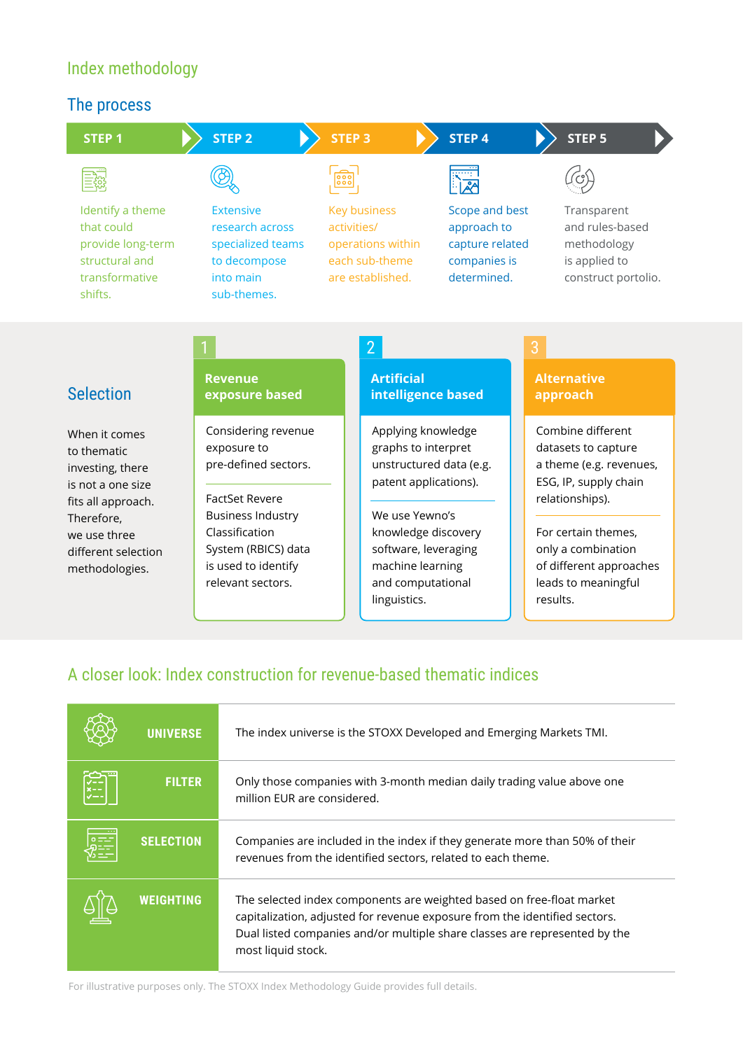# Index methodology

## The process

**STEP 1**

Identify a theme that could provide long-term structural and transformative shifts.

**STEP 2**

Extensive research across specialized teams to decompose into main sub-themes.

**STEP 3**

Key business activities/ operations within each sub-theme are established.

**STEP 4**

Scope and best approach to capture related companies is determined.

**STEP 5**

Transparent and rules-based methodology is applied to construct portolio.

## Selection

When it comes to thematic investing, there is not a one size fits all approach. Therefore, we use three different selection methodologies.

### 1 Revenue exposure based

Considering revenue exposure to pre-defined sectors.

FactSet Revere Business Industry Classification System (RBICS) data is used to identify relevant sectors.

### 2 Artificial intelligence based

Applying knowledge graphs to interpret unstructured data (e.g. patent applications).

We use Yewno's knowledge discovery software, leveraging machine learning and computational linguistics.

### 3 Alternative approach

Combine different datasets to capture a theme (e.g. revenues, ESG, IP, supply chain relationships).

For certain themes, only a combination of different approaches leads to meaningful results.

## A closer look: Index construction for revenue-based thematic indices

| | |
|---|---|
| **UNIVERSE** | The index universe is the STOXX Developed and Emerging Markets TMI. |
| **FILTER** | Only those companies with 3-month median daily trading value above one million EUR are considered. |
| **SELECTION** | Companies are included in the index if they generate more than 50% of their revenues from the identified sectors, related to each theme. |
| **WEIGHTING** | The selected index components are weighted based on free-float market capitalization, adjusted for revenue exposure from the identified sectors. Dual listed companies and/or multiple share classes are represented by the most liquid stock. |

For illustrative purposes only. The STOXX Index Methodology Guide provides full details.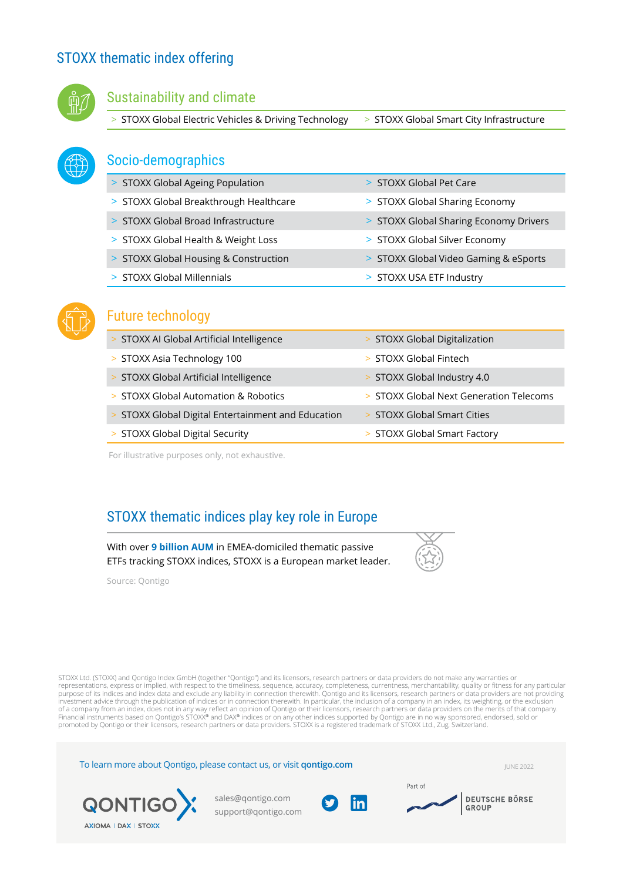# STOXX thematic index offering

## Sustainability and climate

- STOXX Global Electric Vehicles & Driving Technology
- STOXX Global Smart City Infrastructure

## Socio-demographics

- STOXX Global Ageing Population
- STOXX Global Breakthrough Healthcare
- STOXX Global Broad Infrastructure
- STOXX Global Health & Weight Loss
- STOXX Global Housing & Construction
- STOXX Global Millennials
- STOXX Global Pet Care
- STOXX Global Sharing Economy
- STOXX Global Sharing Economy Drivers
- STOXX Global Silver Economy
- STOXX Global Video Gaming & eSports
- STOXX USA ETF Industry

## Future technology

- STOXX AI Global Artificial Intelligence
- STOXX Asia Technology 100
- STOXX Global Artificial Intelligence
- STOXX Global Automation & Robotics
- STOXX Global Digital Entertainment and Education
- STOXX Global Digital Security
- STOXX Global Digitalization
- STOXX Global Fintech
- STOXX Global Industry 4.0
- STOXX Global Next Generation Telecoms
- STOXX Global Smart Cities
- STOXX Global Smart Factory

For illustrative purposes only, not exhaustive.

## STOXX thematic indices play key role in Europe

With over **9 billion AUM** in EMEA-domiciled thematic passive ETFs tracking STOXX indices, STOXX is a European market leader.

Source: Qontigo

STOXX Ltd. (STOXX) and Qontigo Index GmbH (together "Qontigo") and its licensors, research partners or data providers do not make any warranties or representations, express or implied, with respect to the timeliness, sequence, accuracy, completeness, currentness, merchantability, quality or fitness for any particular purpose of its indices and index data and exclude any liability in connection therewith. Qontigo and its licensors, research partners or data providers are not providing investment advice through the publication of indices or in connection therewith. In particular, the inclusion of a company in an index, its weighting, or the exclusion of a company from an index, does not in any way reflect an opinion of Qontigo or their licensors, research partners or data providers on the merits of that company. Financial instruments based on Qontigo's STOXX® and DAX® indices or on any other indices supported by Qontigo are in no way sponsored, endorsed, sold or promoted by Qontigo or their licensors, research partners or data providers. STOXX is a registered trademark of STOXX Ltd., Zug, Switzerland.

To learn more about Qontigo, please contact us, or visit **qontigo.com**

JUNE 2022

QONTIGO
AXIOMA | DAX | STOXX

sales@qontigo.com
support@qontigo.com

Part of DEUTSCHE BÖRSE GROUP